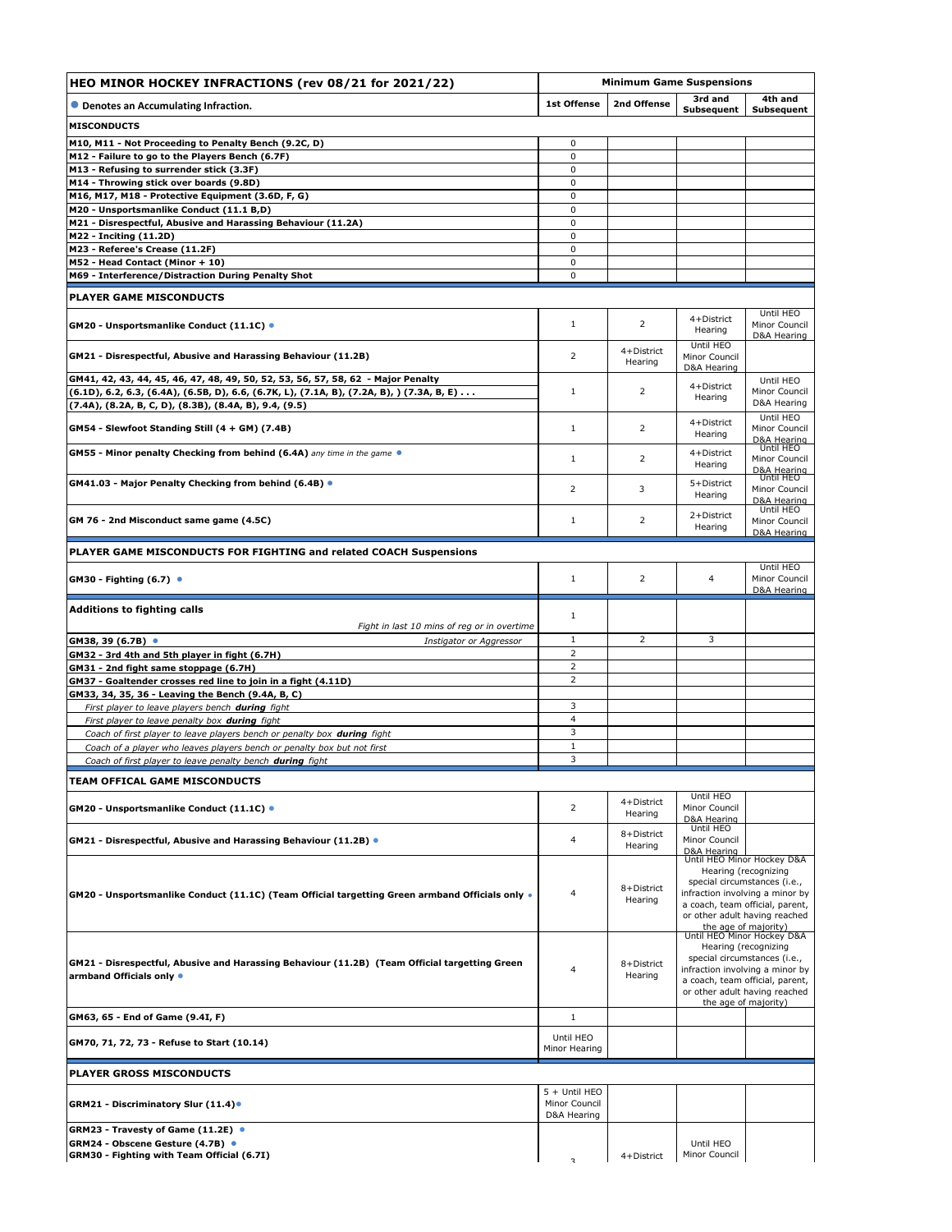| HEO MINOR HOCKEY INFRACTIONS (rev 08/21 for 2021/22) | Minimum Game Suspensions | | | |
|---|---|---|---|---|
| ● Denotes an Accumulating Infraction. | 1st Offense | 2nd Offense | 3rd and Subsequent | 4th and Subsequent |
| **MISCONDUCTS** | | | | |
| M10, M11 - Not Proceeding to Penalty Bench (9.2C, D) | 0 | | | |
| M12 - Failure to go to the Players Bench (6.7F) | 0 | | | |
| M13 - Refusing to surrender stick (3.3F) | 0 | | | |
| M14 - Throwing stick over boards (9.8D) | 0 | | | |
| M16, M17, M18 - Protective Equipment (3.6D, F, G) | 0 | | | |
| M20 - Unsportsmanlike Conduct (11.1 B,D) | 0 | | | |
| M21 - Disrespectful, Abusive and Harassing Behaviour (11.2A) | 0 | | | |
| M22 - Inciting (11.2D) | 0 | | | |
| M23 - Referee's Crease (11.2F) | 0 | | | |
| M52 - Head Contact (Minor + 10) | 0 | | | |
| M69 - Interference/Distraction During Penalty Shot | 0 | | | |
| **PLAYER GAME MISCONDUCTS** | | | | |
| GM20 - Unsportsmanlike Conduct (11.1C) ● | 1 | 2 | 4+District Hearing | Until HEO Minor Council D&A Hearing |
| GM21 - Disrespectful, Abusive and Harassing Behaviour (11.2B) | 2 | 4+District Hearing | Until HEO Minor Council D&A Hearing | |
| GM41, 42, 43, 44, 45, 46, 47, 48, 49, 50, 52, 53, 56, 57, 58, 62 - Major Penalty (6.1D), 6.2, 6.3, (6.4A), (6.5B, D), 6.6, (6.7K, L), (7.1A, B), (7.2A, B), ) (7.3A, B, E) . . . (7.4A), (8.2A, B, C, D), (8.3B), (8.4A, B), 9.4, (9.5) | 1 | 2 | 4+District Hearing | Until HEO Minor Council D&A Hearing |
| GM54 - Slewfoot Standing Still (4 + GM) (7.4B) | 1 | 2 | 4+District Hearing | Until HEO Minor Council D&A Hearing |
| GM55 - Minor penalty Checking from behind (6.4A) *any time in the game* ● | 1 | 2 | 4+District Hearing | Until HEO Minor Council D&A Hearing |
| GM41.03 - Major Penalty Checking from behind (6.4B) ● | 2 | 3 | 5+District Hearing | Until HEO Minor Council D&A Hearing |
| GM 76 - 2nd Misconduct same game (4.5C) | 1 | 2 | 2+District Hearing | Until HEO Minor Council D&A Hearing |
| **PLAYER GAME MISCONDUCTS FOR FIGHTING and related COACH Suspensions** | | | | |
| GM30 - Fighting (6.7) ● | 1 | 2 | 4 | Until HEO Minor Council D&A Hearing |
| **Additions to fighting calls** *Fight in last 10 mins of reg or in overtime* | 1 | | | |
| GM38, 39 (6.7B) ● *Instigator or Aggressor* | 1 | 2 | 3 | |
| GM32 - 3rd 4th and 5th player in fight (6.7H) | 2 | | | |
| GM31 - 2nd fight same stoppage (6.7H) | 2 | | | |
| GM37 - Goaltender crosses red line to join in a fight (4.11D) | 2 | | | |
| GM33, 34, 35, 36 - Leaving the Bench (9.4A, B, C) | | | | |
| *First player to leave players bench **during** fight* | 3 | | | |
| *First player to leave penalty box **during** fight* | 4 | | | |
| *Coach of first player to leave players bench or penalty box **during** fight* | 3 | | | |
| *Coach of a player who leaves players bench or penalty box but not first* | 1 | | | |
| *Coach of first player to leave penalty bench **during** fight* | 3 | | | |
| **TEAM OFFICAL GAME MISCONDUCTS** | | | | |
| GM20 - Unsportsmanlike Conduct (11.1C) ● | 2 | 4+District Hearing | Until HEO Minor Council D&A Hearing | |
| GM21 - Disrespectful, Abusive and Harassing Behaviour (11.2B) ● | 4 | 8+District Hearing | Until HEO Minor Council D&A Hearing | |
| GM20 - Unsportsmanlike Conduct (11.1C) (Team Official targetting Green armband Officials only ● | 4 | 8+District Hearing | Until HEO Minor Hockey D&A Hearing (recognizing special circumstances (i.e., infraction involving a minor by a coach, team official, parent, or other adult having reached the age of majority) | |
| GM21 - Disrespectful, Abusive and Harassing Behaviour (11.2B) (Team Official targetting Green armband Officials only ● | 4 | 8+District Hearing | Until HEO Minor Hockey D&A Hearing (recognizing special circumstances (i.e., infraction involving a minor by a coach, team official, parent, or other adult having reached the age of majority) | |
| GM63, 65 - End of Game (9.4I, F) | 1 | | | |
| GM70, 71, 72, 73 - Refuse to Start (10.14) | Until HEO Minor Hearing | | | |
| **PLAYER GROSS MISCONDUCTS** | | | | |
| GRM21 - Discriminatory Slur (11.4)● | 5 + Until HEO Minor Council D&A Hearing | | | |
| GRM23 - Travesty of Game (11.2E) ● GRM24 - Obscene Gesture (4.7B) ● GRM30 - Fighting with Team Official (6.7I) | 3 | 4+District | Until HEO Minor Council | |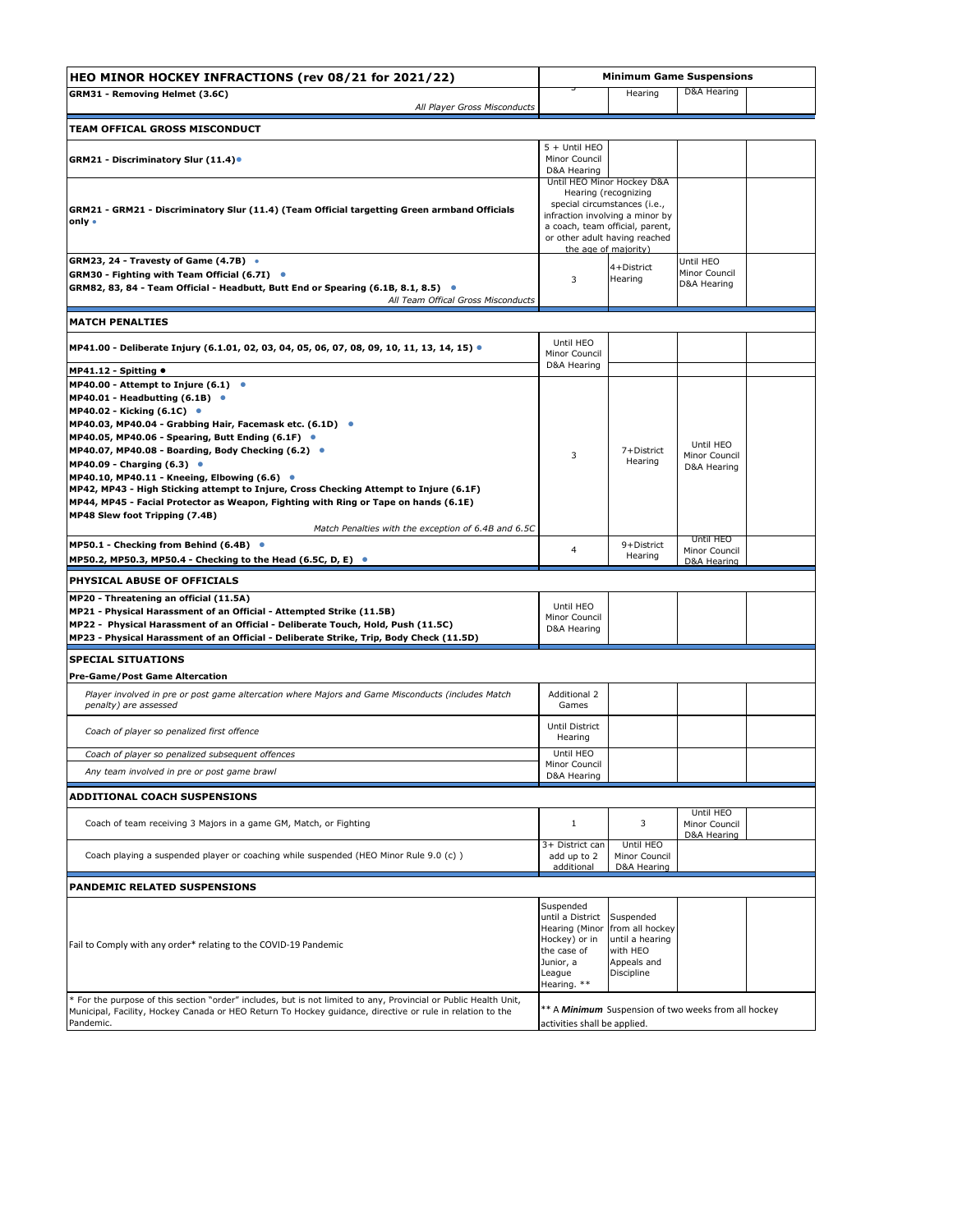| HEO MINOR HOCKEY INFRACTIONS (rev 08/21 for 2021/22) | Minimum Game Suspensions | | | |
|---|---|---|---|---|
| **GRM31 - Removing Helmet (3.6C)** *All Player Gross Misconducts* | 3 | Hearing | D&A Hearing | |
| **TEAM OFFICAL GROSS MISCONDUCT** | | | | |
| **GRM21 - Discriminatory Slur (11.4)** • | 5 + Until HEO Minor Council D&A Hearing | | | |
| **GRM21 - GRM21 - Discriminatory Slur (11.4) (Team Official targetting Green armband Officials only** • | Until HEO Minor Hockey D&A Hearing (recognizing special circumstances (i.e., infraction involving a minor by a coach, team official, parent, or other adult having reached the age of majority) | | | |
| **GRM23, 24 - Travesty of Game (4.7B)** • **GRM30 - Fighting with Team Official (6.7I)** • **GRM82, 83, 84 - Team Official - Headbutt, Butt End or Spearing (6.1B, 8.1, 8.5)** • *All Team Offical Gross Misconducts* | 3 | 4+District Hearing | Until HEO Minor Council D&A Hearing | |
| **MATCH PENALTIES** | | | | |
| **MP41.00 - Deliberate Injury (6.1.01, 02, 03, 04, 05, 06, 07, 08, 09, 10, 11, 13, 14, 15)** • | Until HEO Minor Council D&A Hearing | | | |
| **MP41.12 - Spitting** • | | | | |
| **MP40.00 - Attempt to Injure (6.1)** • **MP40.01 - Headbutting (6.1B)** • **MP40.02 - Kicking (6.1C)** • **MP40.03, MP40.04 - Grabbing Hair, Facemask etc. (6.1D)** • **MP40.05, MP40.06 - Spearing, Butt Ending (6.1F)** • **MP40.07, MP40.08 - Boarding, Body Checking (6.2)** • **MP40.09 - Charging (6.3)** • **MP40.10, MP40.11 - Kneeing, Elbowing (6.6)** • **MP42, MP43 - High Sticking attempt to Injure, Cross Checking Attempt to Injure (6.1F)** **MP44, MP45 - Facial Protector as Weapon, Fighting with Ring or Tape on hands (6.1E)** **MP48 Slew foot Tripping (7.4B)** *Match Penalties with the exception of 6.4B and 6.5C* | 3 | 7+District Hearing | Until HEO Minor Council D&A Hearing | |
| **MP50.1 - Checking from Behind (6.4B)** • **MP50.2, MP50.3, MP50.4 - Checking to the Head (6.5C, D, E)** • | 4 | 9+District Hearing | Until HEO Minor Council D&A Hearing | |
| **PHYSICAL ABUSE OF OFFICIALS** | | | | |
| **MP20 - Threatening an official (11.5A)** **MP21 - Physical Harassment of an Official - Attempted Strike (11.5B)** **MP22 - Physical Harassment of an Official - Deliberate Touch, Hold, Push (11.5C)** **MP23 - Physical Harassment of an Official - Deliberate Strike, Trip, Body Check (11.5D)** | Until HEO Minor Council D&A Hearing | | | |
| **SPECIAL SITUATIONS** | | | | |
| **Pre-Game/Post Game Altercation** | | | | |
| *Player involved in pre or post game altercation where Majors and Game Misconducts (includes Match penalty) are assessed* | Additional 2 Games | | | |
| *Coach of player so penalized first offence* | Until District Hearing | | | |
| *Coach of player so penalized subsequent offences* | Until HEO Minor Council D&A Hearing | | | |
| *Any team involved in pre or post game brawl* | | | | |
| **ADDITIONAL COACH SUSPENSIONS** | | | | |
| Coach of team receiving 3 Majors in a game GM, Match, or Fighting | 1 | 3 | Until HEO Minor Council D&A Hearing | |
| Coach playing a suspended player or coaching while suspended (HEO Minor Rule 9.0 (c) ) | 3+ District can add up to 2 additional | Until HEO Minor Council D&A Hearing | | |
| **PANDEMIC RELATED SUSPENSIONS** | | | | |
| Fail to Comply with any order* relating to the COVID-19 Pandemic | Suspended until a District Hearing (Minor Hockey) or in the case of Junior, a League Hearing. ** | Suspended from all hockey until a hearing with HEO Appeals and Discipline | | |
| * For the purpose of this section "order" includes, but is not limited to any, Provincial or Public Health Unit, Municipal, Facility, Hockey Canada or HEO Return To Hockey guidance, directive or rule in relation to the Pandemic. | ** A ***Minimum*** Suspension of two weeks from all hockey activities shall be applied. | | | |